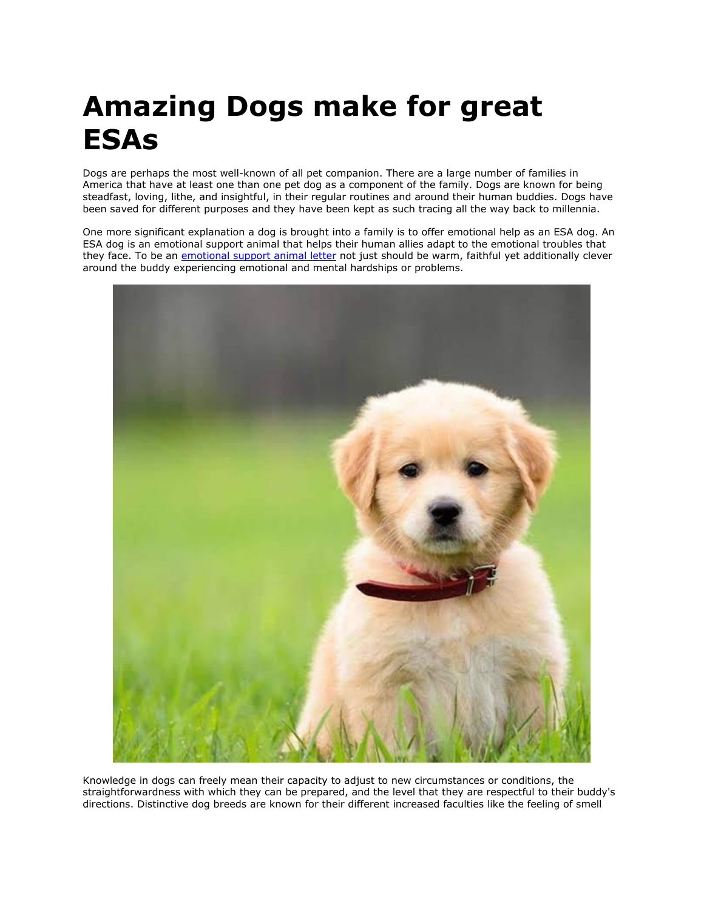# Amazing Dogs make for great ESAs

Dogs are perhaps the most well-known of all pet companion. There are a large number of families in America that have at least one than one pet dog as a component of the family. Dogs are known for being steadfast, loving, lithe, and insightful, in their regular routines and around their human buddies. Dogs have been saved for different purposes and they have been kept as such tracing all the way back to millennia.

One more significant explanation a dog is brought into a family is to offer emotional help as an ESA dog. An ESA dog is an emotional support animal that helps their human allies adapt to the emotional troubles that they face. To be an [emotional support animal letter](emotional support animal letter) not just should be warm, faithful yet additionally clever around the buddy experiencing emotional and mental hardships or problems.

Knowledge in dogs can freely mean their capacity to adjust to new circumstances or conditions, the straightforwardness with which they can be prepared, and the level that they are respectful to their buddy's directions. Distinctive dog breeds are known for their different increased faculties like the feeling of smell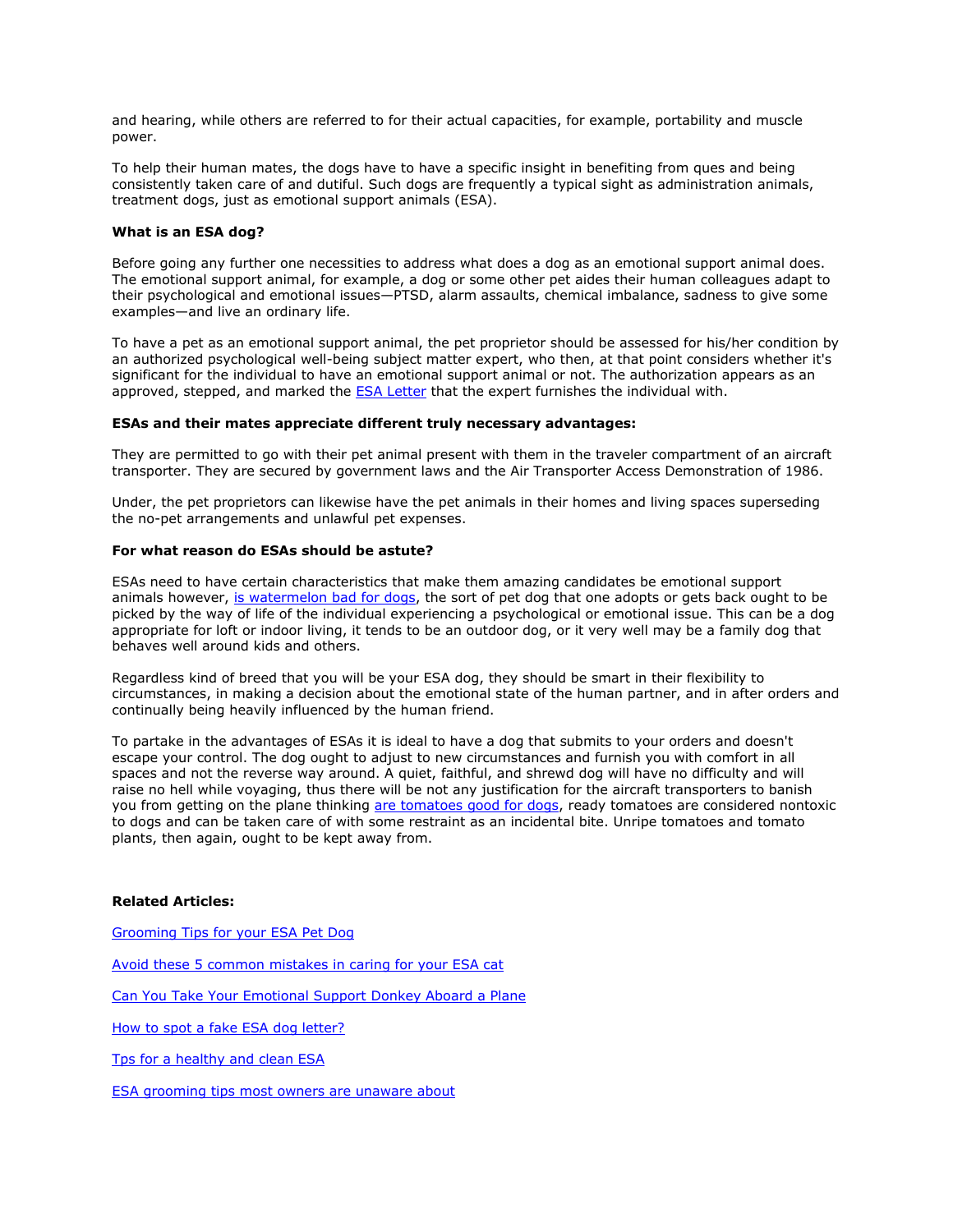and hearing, while others are referred to for their actual capacities, for example, portability and muscle power.

To help their human mates, the dogs have to have a specific insight in benefiting from ques and being consistently taken care of and dutiful. Such dogs are frequently a typical sight as administration animals, treatment dogs, just as emotional support animals (ESA).

**What is an ESA dog?**

Before going any further one necessities to address what does a dog as an emotional support animal does. The emotional support animal, for example, a dog or some other pet aides their human colleagues adapt to their psychological and emotional issues—PTSD, alarm assaults, chemical imbalance, sadness to give some examples—and live an ordinary life.

To have a pet as an emotional support animal, the pet proprietor should be assessed for his/her condition by an authorized psychological well-being subject matter expert, who then, at that point considers whether it's significant for the individual to have an emotional support animal or not. The authorization appears as an approved, stepped, and marked the [ESA Letter] that the expert furnishes the individual with.

**ESAs and their mates appreciate different truly necessary advantages:**

They are permitted to go with their pet animal present with them in the traveler compartment of an aircraft transporter. They are secured by government laws and the Air Transporter Access Demonstration of 1986.

Under, the pet proprietors can likewise have the pet animals in their homes and living spaces superseding the no-pet arrangements and unlawful pet expenses.

**For what reason do ESAs should be astute?**

ESAs need to have certain characteristics that make them amazing candidates be emotional support animals however, [is watermelon bad for dogs], the sort of pet dog that one adopts or gets back ought to be picked by the way of life of the individual experiencing a psychological or emotional issue. This can be a dog appropriate for loft or indoor living, it tends to be an outdoor dog, or it very well may be a family dog that behaves well around kids and others.

Regardless kind of breed that you will be your ESA dog, they should be smart in their flexibility to circumstances, in making a decision about the emotional state of the human partner, and in after orders and continually being heavily influenced by the human friend.

To partake in the advantages of ESAs it is ideal to have a dog that submits to your orders and doesn't escape your control. The dog ought to adjust to new circumstances and furnish you with comfort in all spaces and not the reverse way around. A quiet, faithful, and shrewd dog will have no difficulty and will raise no hell while voyaging, thus there will be not any justification for the aircraft transporters to banish you from getting on the plane thinking [are tomatoes good for dogs], ready tomatoes are considered nontoxic to dogs and can be taken care of with some restraint as an incidental bite. Unripe tomatoes and tomato plants, then again, ought to be kept away from.

**Related Articles:**

[Grooming Tips for your ESA Pet Dog]

[Avoid these 5 common mistakes in caring for your ESA cat]

[Can You Take Your Emotional Support Donkey Aboard a Plane]

[How to spot a fake ESA dog letter?]

[Tps for a healthy and clean ESA]

[ESA grooming tips most owners are unaware about]